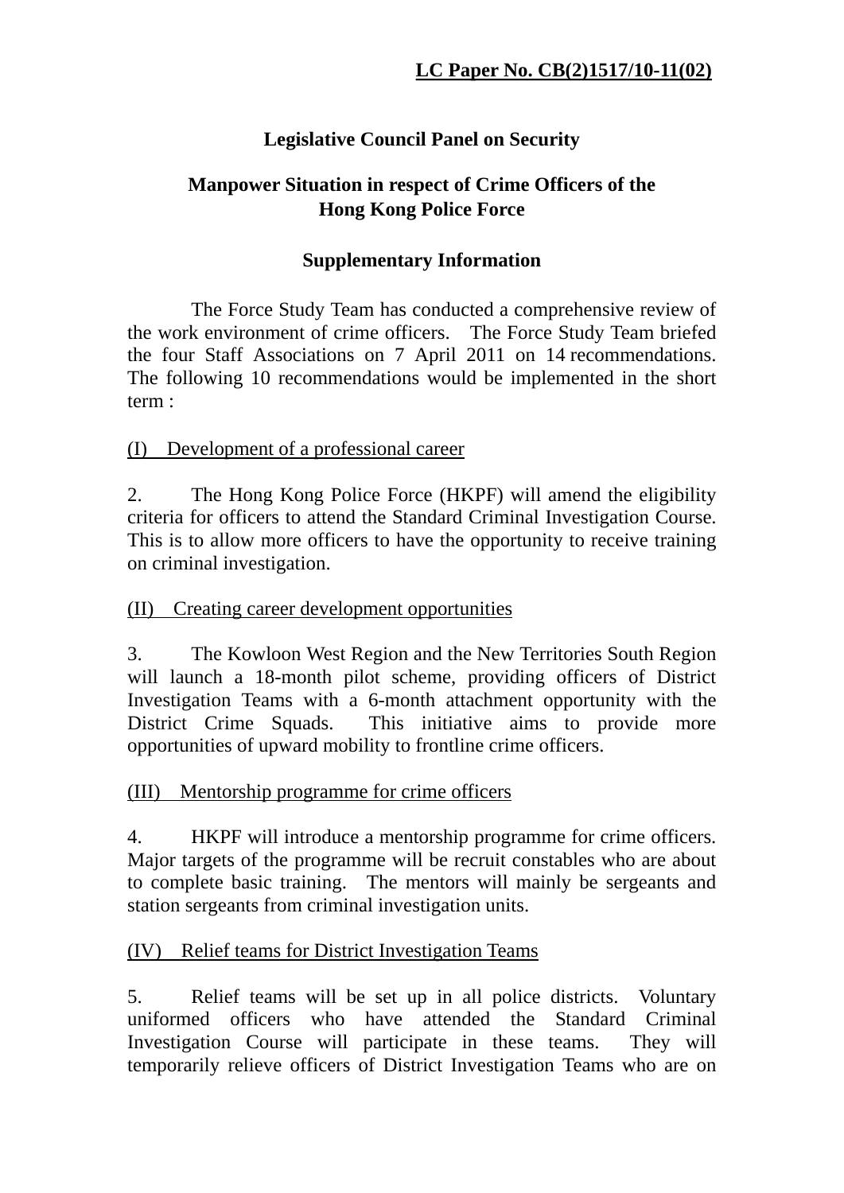**LC Paper No. CB(2)1517/10-11(02)**

**Legislative Council Panel on Security**

**Manpower Situation in respect of Crime Officers of the Hong Kong Police Force**

**Supplementary Information**

The Force Study Team has conducted a comprehensive review of the work environment of crime officers. The Force Study Team briefed the four Staff Associations on 7 April 2011 on 14 recommendations. The following 10 recommendations would be implemented in the short term :

(I) Development of a professional career

2. The Hong Kong Police Force (HKPF) will amend the eligibility criteria for officers to attend the Standard Criminal Investigation Course. This is to allow more officers to have the opportunity to receive training on criminal investigation.

(II) Creating career development opportunities

3. The Kowloon West Region and the New Territories South Region will launch a 18-month pilot scheme, providing officers of District Investigation Teams with a 6-month attachment opportunity with the District Crime Squads. This initiative aims to provide more opportunities of upward mobility to frontline crime officers.

(III) Mentorship programme for crime officers

4. HKPF will introduce a mentorship programme for crime officers. Major targets of the programme will be recruit constables who are about to complete basic training. The mentors will mainly be sergeants and station sergeants from criminal investigation units.

(IV) Relief teams for District Investigation Teams

5. Relief teams will be set up in all police districts. Voluntary uniformed officers who have attended the Standard Criminal Investigation Course will participate in these teams. They will temporarily relieve officers of District Investigation Teams who are on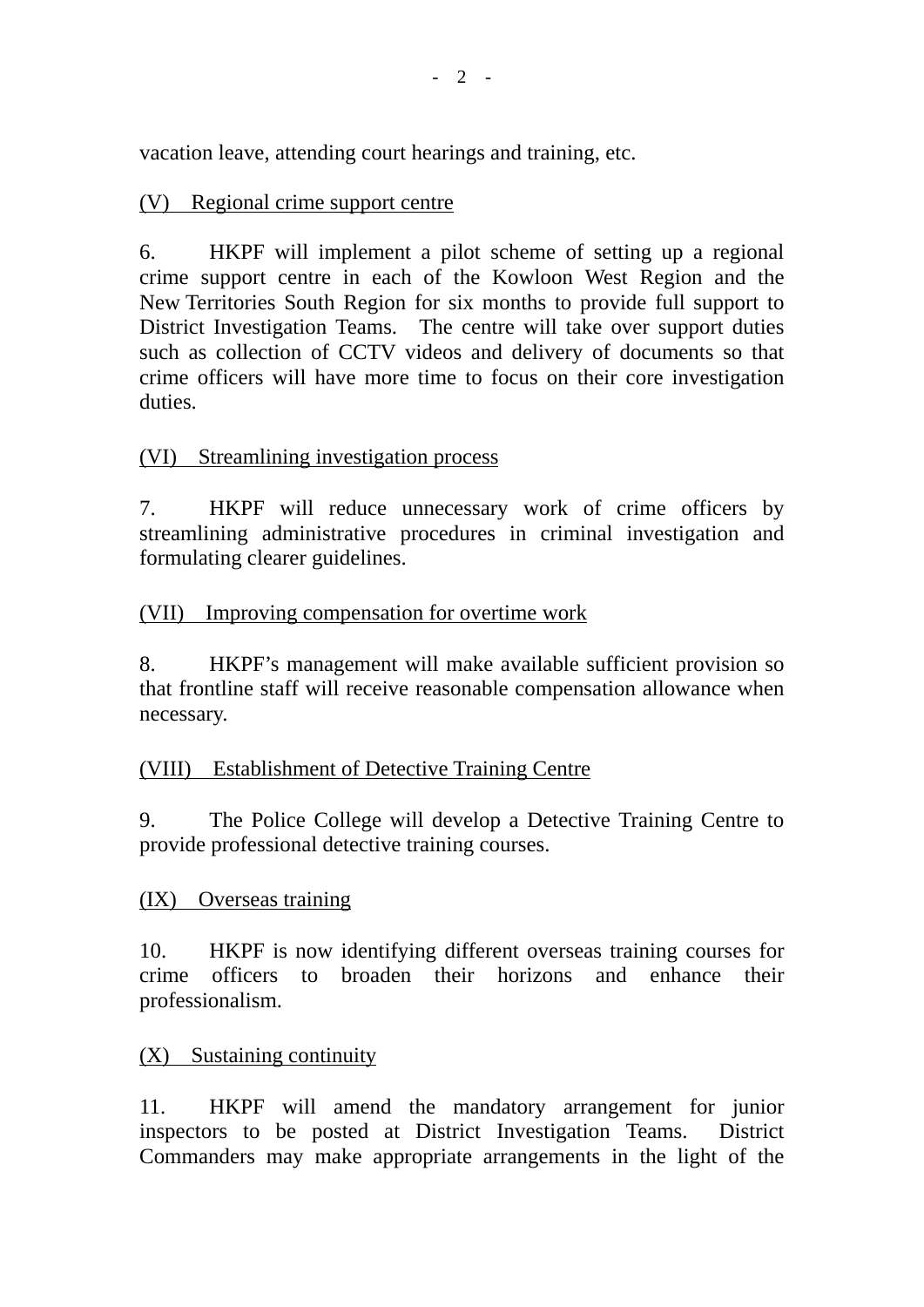vacation leave, attending court hearings and training, etc.

(V) Regional crime support centre

6. HKPF will implement a pilot scheme of setting up a regional crime support centre in each of the Kowloon West Region and the New Territories South Region for six months to provide full support to District Investigation Teams. The centre will take over support duties such as collection of CCTV videos and delivery of documents so that crime officers will have more time to focus on their core investigation duties.

(VI) Streamlining investigation process

7. HKPF will reduce unnecessary work of crime officers by streamlining administrative procedures in criminal investigation and formulating clearer guidelines.

(VII) Improving compensation for overtime work

8. HKPF's management will make available sufficient provision so that frontline staff will receive reasonable compensation allowance when necessary.

(VIII) Establishment of Detective Training Centre

9. The Police College will develop a Detective Training Centre to provide professional detective training courses.

(IX) Overseas training

10. HKPF is now identifying different overseas training courses for crime officers to broaden their horizons and enhance their professionalism.

(X) Sustaining continuity

11. HKPF will amend the mandatory arrangement for junior inspectors to be posted at District Investigation Teams. District Commanders may make appropriate arrangements in the light of the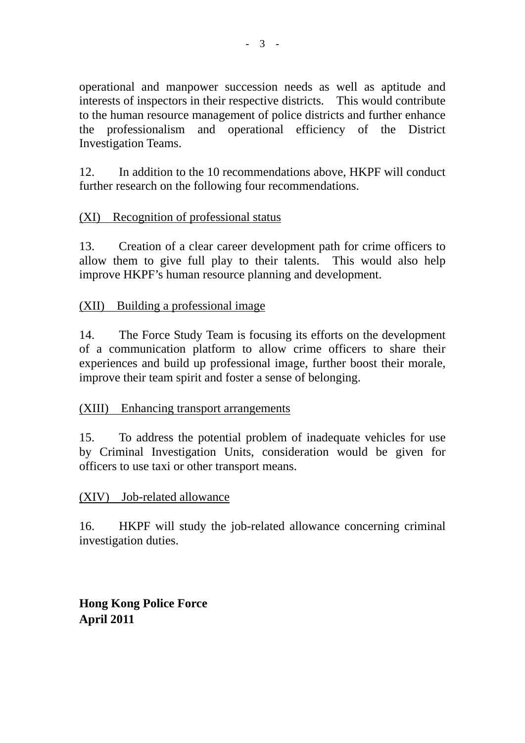operational and manpower succession needs as well as aptitude and interests of inspectors in their respective districts. This would contribute to the human resource management of police districts and further enhance the professionalism and operational efficiency of the District Investigation Teams.

12. In addition to the 10 recommendations above, HKPF will conduct further research on the following four recommendations.

<u>(XI) Recognition of professional status</u>

13. Creation of a clear career development path for crime officers to allow them to give full play to their talents. This would also help improve HKPF's human resource planning and development.

<u>(XII) Building a professional image</u>

14. The Force Study Team is focusing its efforts on the development of a communication platform to allow crime officers to share their experiences and build up professional image, further boost their morale, improve their team spirit and foster a sense of belonging.

<u>(XIII) Enhancing transport arrangements</u>

15. To address the potential problem of inadequate vehicles for use by Criminal Investigation Units, consideration would be given for officers to use taxi or other transport means.

<u>(XIV) Job-related allowance</u>

16. HKPF will study the job-related allowance concerning criminal investigation duties.

**Hong Kong Police Force**
**April 2011**